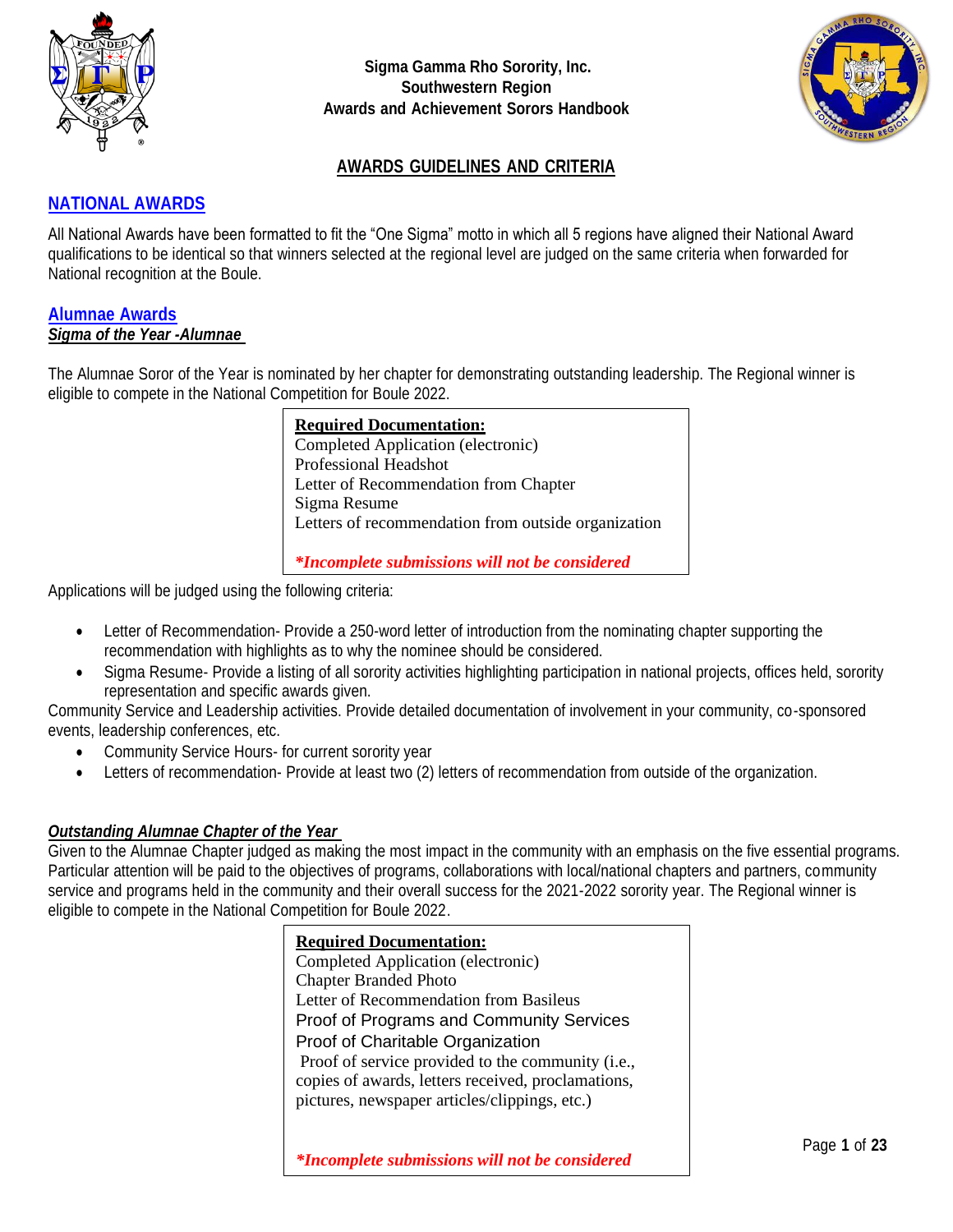**Sigma Gamma Rho Sorority, Inc.**
**Southwestern Region**
**Awards and Achievement Sorors Handbook**

## AWARDS GUIDELINES AND CRITERIA

## NATIONAL AWARDS

All National Awards have been formatted to fit the "One Sigma" motto in which all 5 regions have aligned their National Award qualifications to be identical so that winners selected at the regional level are judged on the same criteria when forwarded for National recognition at the Boule.

### Alumnae Awards

***Sigma of the Year -Alumnae***

The Alumnae Soror of the Year is nominated by her chapter for demonstrating outstanding leadership. The Regional winner is eligible to compete in the National Competition for Boule 2022.

**Required Documentation:**
Completed Application (electronic)
Professional Headshot
Letter of Recommendation from Chapter
Sigma Resume
Letters of recommendation from outside organization

***\*Incomplete submissions will not be considered***

Applications will be judged using the following criteria:

- Letter of Recommendation- Provide a 250-word letter of introduction from the nominating chapter supporting the recommendation with highlights as to why the nominee should be considered.
- Sigma Resume- Provide a listing of all sorority activities highlighting participation in national projects, offices held, sorority representation and specific awards given.

Community Service and Leadership activities. Provide detailed documentation of involvement in your community, co-sponsored events, leadership conferences, etc.

- Community Service Hours- for current sorority year
- Letters of recommendation- Provide at least two (2) letters of recommendation from outside of the organization.

***Outstanding Alumnae Chapter of the Year***

Given to the Alumnae Chapter judged as making the most impact in the community with an emphasis on the five essential programs. Particular attention will be paid to the objectives of programs, collaborations with local/national chapters and partners, community service and programs held in the community and their overall success for the 2021-2022 sorority year. The Regional winner is eligible to compete in the National Competition for Boule 2022.

**Required Documentation:**
Completed Application (electronic)
Chapter Branded Photo
Letter of Recommendation from Basileus
Proof of Programs and Community Services
Proof of Charitable Organization
Proof of service provided to the community (i.e., copies of awards, letters received, proclamations, pictures, newspaper articles/clippings, etc.)

***\*Incomplete submissions will not be considered***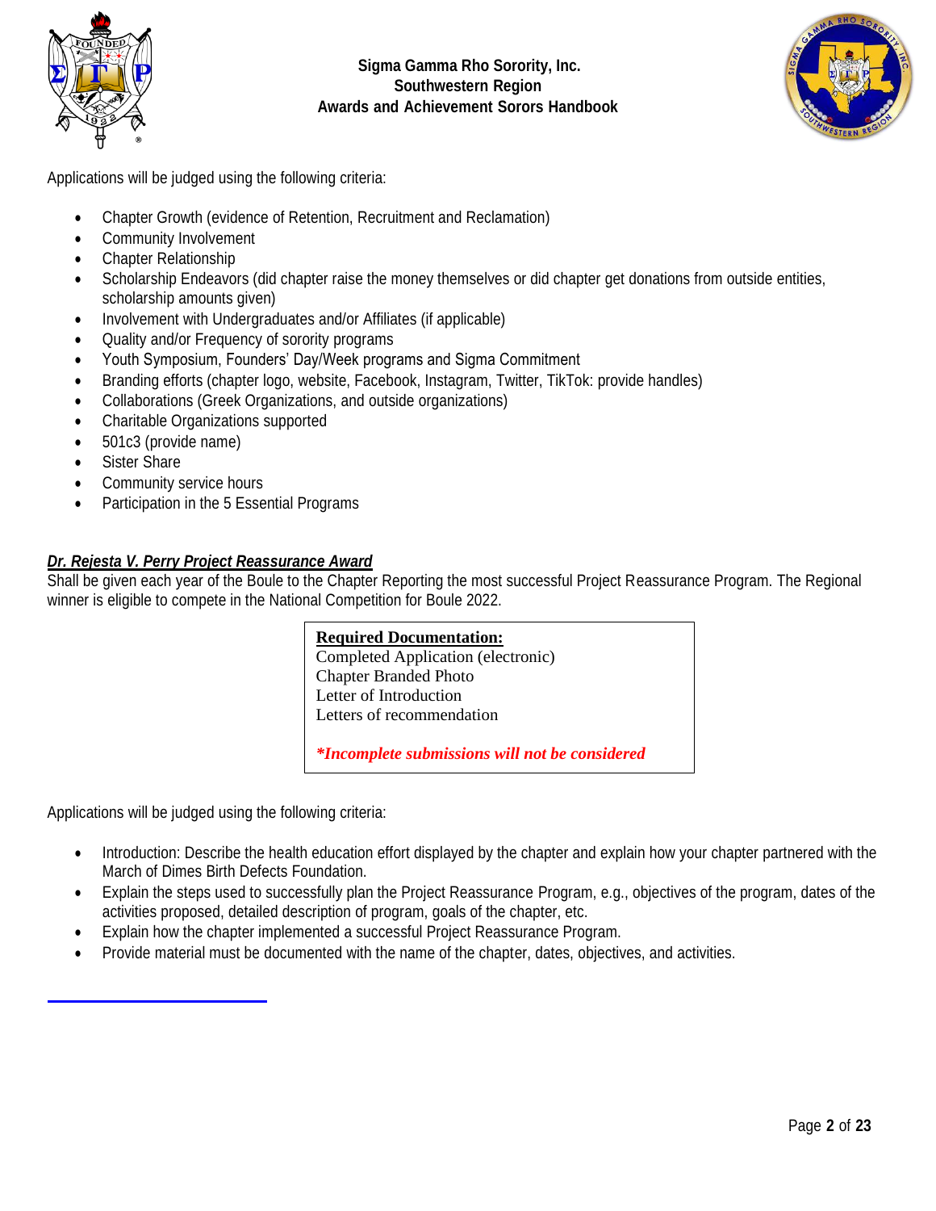Applications will be judged using the following criteria:

- Chapter Growth (evidence of Retention, Recruitment and Reclamation)
- Community Involvement
- Chapter Relationship
- Scholarship Endeavors (did chapter raise the money themselves or did chapter get donations from outside entities, scholarship amounts given)
- Involvement with Undergraduates and/or Affiliates (if applicable)
- Quality and/or Frequency of sorority programs
- Youth Symposium, Founders' Day/Week programs and Sigma Commitment
- Branding efforts (chapter logo, website, Facebook, Instagram, Twitter, TikTok: provide handles)
- Collaborations (Greek Organizations, and outside organizations)
- Charitable Organizations supported
- 501c3 (provide name)
- Sister Share
- Community service hours
- Participation in the 5 Essential Programs

***<u>Dr. Rejesta V. Perry Project Reassurance Award</u>***

Shall be given each year of the Boule to the Chapter Reporting the most successful Project Reassurance Program. The Regional winner is eligible to compete in the National Competition for Boule 2022.

> **<u>Required Documentation:</u>**
> Completed Application (electronic)
> Chapter Branded Photo
> Letter of Introduction
> Letters of recommendation
>
> ***\*Incomplete submissions will not be considered***

Applications will be judged using the following criteria:

- Introduction: Describe the health education effort displayed by the chapter and explain how your chapter partnered with the March of Dimes Birth Defects Foundation.
- Explain the steps used to successfully plan the Project Reassurance Program, e.g., objectives of the program, dates of the activities proposed, detailed description of program, goals of the chapter, etc.
- Explain how the chapter implemented a successful Project Reassurance Program.
- Provide material must be documented with the name of the chapter, dates, objectives, and activities.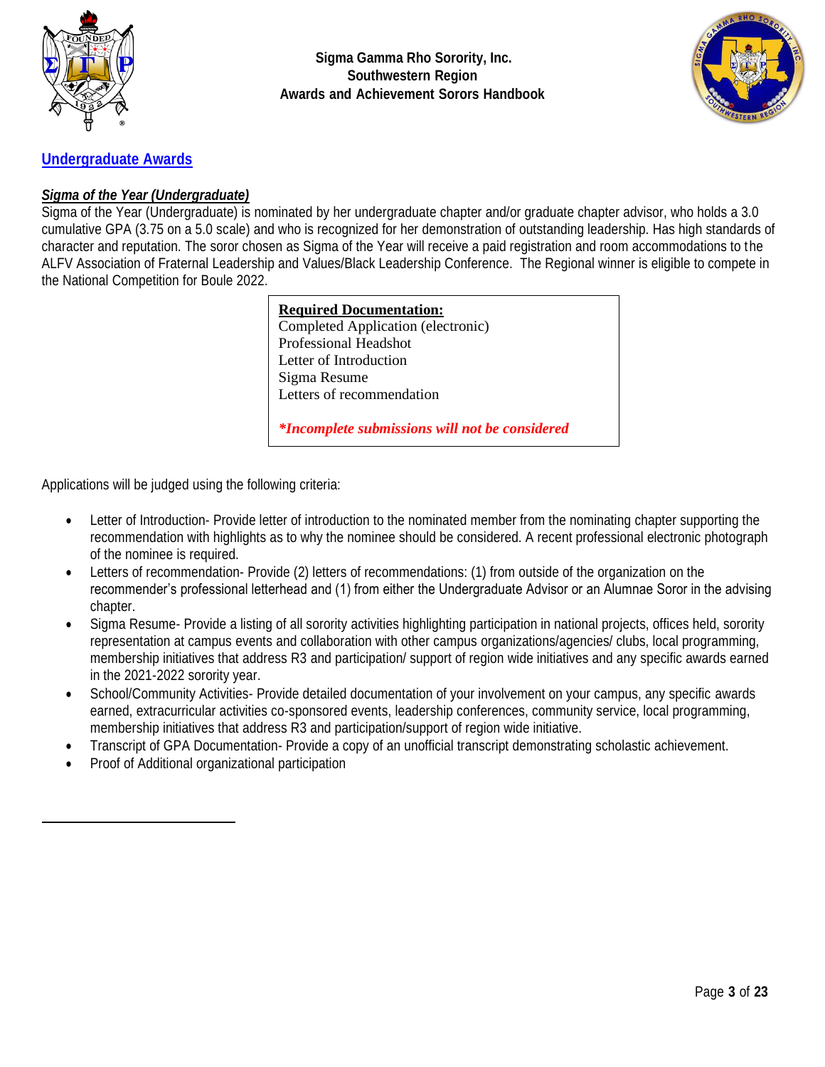Sigma Gamma Rho Sorority, Inc.
Southwestern Region
Awards and Achievement Sorors Handbook

## Undergraduate Awards

### *Sigma of the Year (Undergraduate)*

Sigma of the Year (Undergraduate) is nominated by her undergraduate chapter and/or graduate chapter advisor, who holds a 3.0 cumulative GPA (3.75 on a 5.0 scale) and who is recognized for her demonstration of outstanding leadership. Has high standards of character and reputation. The soror chosen as Sigma of the Year will receive a paid registration and room accommodations to the ALFV Association of Fraternal Leadership and Values/Black Leadership Conference. The Regional winner is eligible to compete in the National Competition for Boule 2022.

> **Required Documentation:**
> Completed Application (electronic)
> Professional Headshot
> Letter of Introduction
> Sigma Resume
> Letters of recommendation
>
> ***\*Incomplete submissions will not be considered***

Applications will be judged using the following criteria:

- Letter of Introduction- Provide letter of introduction to the nominated member from the nominating chapter supporting the recommendation with highlights as to why the nominee should be considered. A recent professional electronic photograph of the nominee is required.
- Letters of recommendation- Provide (2) letters of recommendations: (1) from outside of the organization on the recommender's professional letterhead and (1) from either the Undergraduate Advisor or an Alumnae Soror in the advising chapter.
- Sigma Resume- Provide a listing of all sorority activities highlighting participation in national projects, offices held, sorority representation at campus events and collaboration with other campus organizations/agencies/ clubs, local programming, membership initiatives that address R3 and participation/ support of region wide initiatives and any specific awards earned in the 2021-2022 sorority year.
- School/Community Activities- Provide detailed documentation of your involvement on your campus, any specific awards earned, extracurricular activities co-sponsored events, leadership conferences, community service, local programming, membership initiatives that address R3 and participation/support of region wide initiative.
- Transcript of GPA Documentation- Provide a copy of an unofficial transcript demonstrating scholastic achievement.
- Proof of Additional organizational participation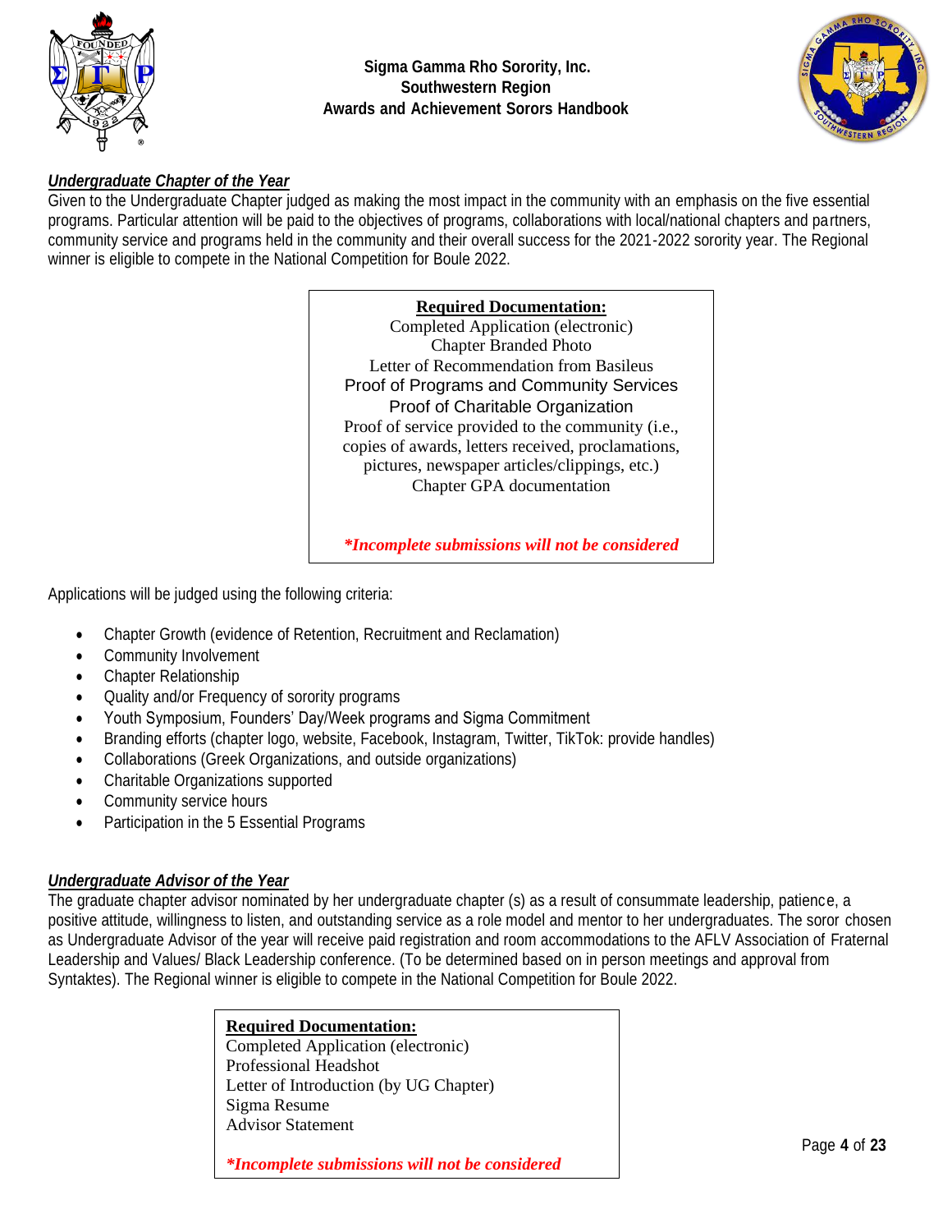## ***Undergraduate Chapter of the Year***

Given to the Undergraduate Chapter judged as making the most impact in the community with an emphasis on the five essential programs. Particular attention will be paid to the objectives of programs, collaborations with local/national chapters and partners, community service and programs held in the community and their overall success for the 2021-2022 sorority year. The Regional winner is eligible to compete in the National Competition for Boule 2022.

**Required Documentation:**

Completed Application (electronic)
Chapter Branded Photo
Letter of Recommendation from Basileus
Proof of Programs and Community Services
Proof of Charitable Organization
Proof of service provided to the community (i.e., copies of awards, letters received, proclamations, pictures, newspaper articles/clippings, etc.)
Chapter GPA documentation

***\*Incomplete submissions will not be considered***

Applications will be judged using the following criteria:

- Chapter Growth (evidence of Retention, Recruitment and Reclamation)
- Community Involvement
- Chapter Relationship
- Quality and/or Frequency of sorority programs
- Youth Symposium, Founders' Day/Week programs and Sigma Commitment
- Branding efforts (chapter logo, website, Facebook, Instagram, Twitter, TikTok: provide handles)
- Collaborations (Greek Organizations, and outside organizations)
- Charitable Organizations supported
- Community service hours
- Participation in the 5 Essential Programs

## ***Undergraduate Advisor of the Year***

The graduate chapter advisor nominated by her undergraduate chapter (s) as a result of consummate leadership, patience, a positive attitude, willingness to listen, and outstanding service as a role model and mentor to her undergraduates. The soror chosen as Undergraduate Advisor of the year will receive paid registration and room accommodations to the AFLV Association of Fraternal Leadership and Values/ Black Leadership conference. (To be determined based on in person meetings and approval from Syntaktes). The Regional winner is eligible to compete in the National Competition for Boule 2022.

**Required Documentation:**

Completed Application (electronic)
Professional Headshot
Letter of Introduction (by UG Chapter)
Sigma Resume
Advisor Statement

***\*Incomplete submissions will not be considered***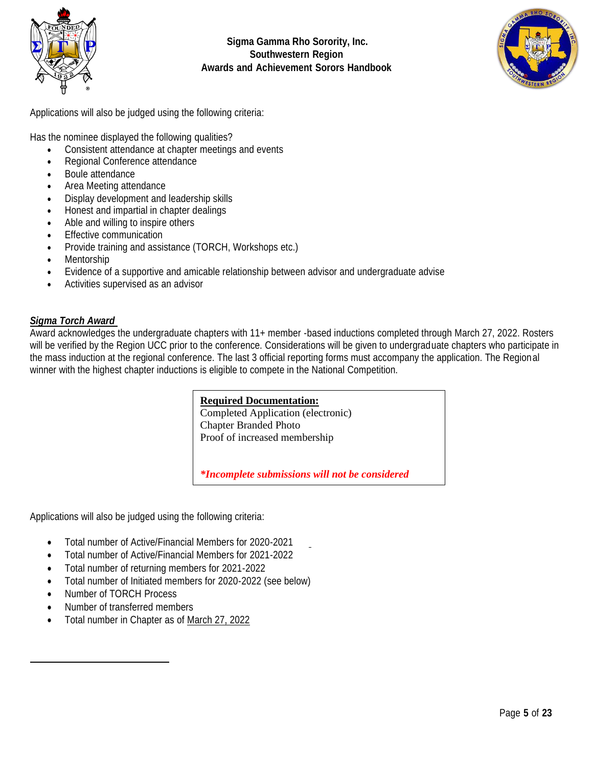Applications will also be judged using the following criteria:

Has the nominee displayed the following qualities?

- Consistent attendance at chapter meetings and events
- Regional Conference attendance
- Boule attendance
- Area Meeting attendance
- Display development and leadership skills
- Honest and impartial in chapter dealings
- Able and willing to inspire others
- Effective communication
- Provide training and assistance (TORCH, Workshops etc.)
- Mentorship
- Evidence of a supportive and amicable relationship between advisor and undergraduate advise
- Activities supervised as an advisor

***Sigma Torch Award***

Award acknowledges the undergraduate chapters with 11+ member -based inductions completed through March 27, 2022. Rosters will be verified by the Region UCC prior to the conference. Considerations will be given to undergraduate chapters who participate in the mass induction at the regional conference. The last 3 official reporting forms must accompany the application. The Regional winner with the highest chapter inductions is eligible to compete in the National Competition.

> **Required Documentation:**
> Completed Application (electronic)
> Chapter Branded Photo
> Proof of increased membership
>
> ***Incomplete submissions will not be considered***

Applications will also be judged using the following criteria:

- Total number of Active/Financial Members for 2020-2021
- Total number of Active/Financial Members for 2021-2022
- Total number of returning members for 2021-2022
- Total number of Initiated members for 2020-2022 (see below)
- Number of TORCH Process
- Number of transferred members
- Total number in Chapter as of March 27, 2022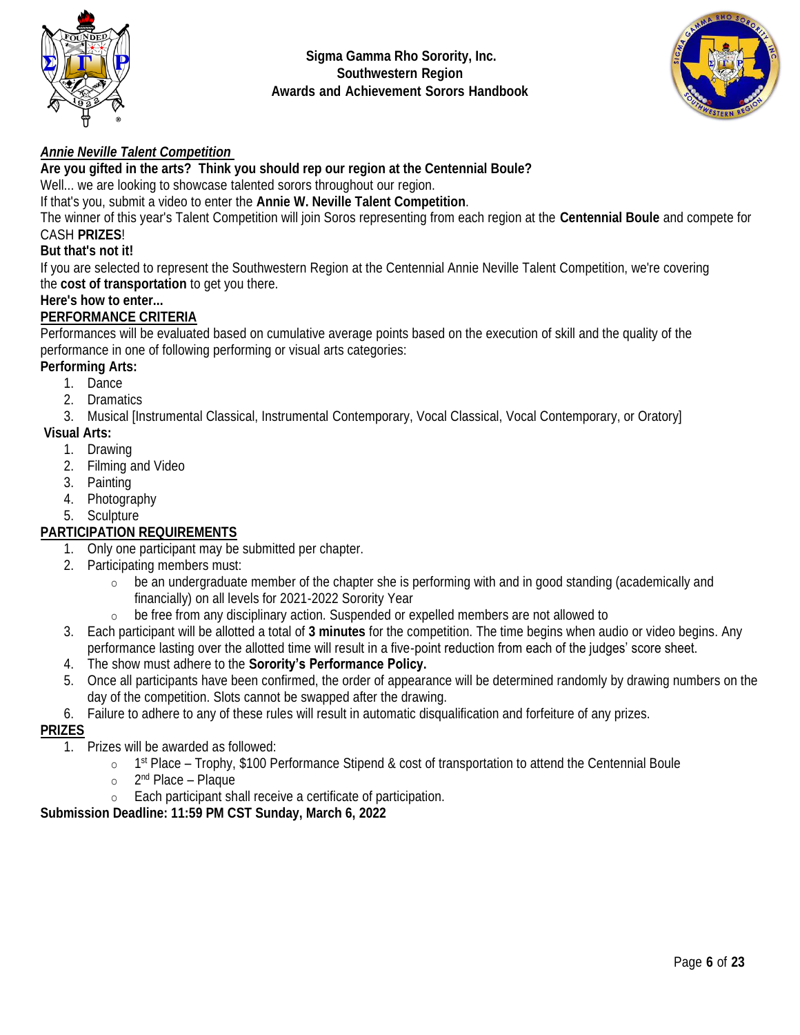Sigma Gamma Rho Sorority, Inc.
Southwestern Region
Awards and Achievement Sorors Handbook

***Annie Neville Talent Competition***

**Are you gifted in the arts? Think you should rep our region at the Centennial Boule?**

Well... we are looking to showcase talented sorors throughout our region.

If that's you, submit a video to enter the **Annie W. Neville Talent Competition**.

The winner of this year's Talent Competition will join Soros representing from each region at the **Centennial Boule** and compete for CASH **PRIZES**!

**But that's not it!**

If you are selected to represent the Southwestern Region at the Centennial Annie Neville Talent Competition, we're covering the **cost of transportation** to get you there.

**Here's how to enter...**

**PERFORMANCE CRITERIA**

Performances will be evaluated based on cumulative average points based on the execution of skill and the quality of the performance in one of following performing or visual arts categories:

**Performing Arts:**

1. Dance
2. Dramatics
3. Musical [Instrumental Classical, Instrumental Contemporary, Vocal Classical, Vocal Contemporary, or Oratory]

**Visual Arts:**

1. Drawing
2. Filming and Video
3. Painting
4. Photography
5. Sculpture

**PARTICIPATION REQUIREMENTS**

1. Only one participant may be submitted per chapter.
2. Participating members must:
   - be an undergraduate member of the chapter she is performing with and in good standing (academically and financially) on all levels for 2021-2022 Sorority Year
   - be free from any disciplinary action. Suspended or expelled members are not allowed to
3. Each participant will be allotted a total of **3 minutes** for the competition. The time begins when audio or video begins. Any performance lasting over the allotted time will result in a five-point reduction from each of the judges' score sheet.
4. The show must adhere to the **Sorority's Performance Policy.**
5. Once all participants have been confirmed, the order of appearance will be determined randomly by drawing numbers on the day of the competition. Slots cannot be swapped after the drawing.
6. Failure to adhere to any of these rules will result in automatic disqualification and forfeiture of any prizes.

**PRIZES**

1. Prizes will be awarded as followed:
   - 1st Place – Trophy, $100 Performance Stipend & cost of transportation to attend the Centennial Boule
   - 2nd Place – Plaque
   - Each participant shall receive a certificate of participation.

**Submission Deadline: 11:59 PM CST Sunday, March 6, 2022**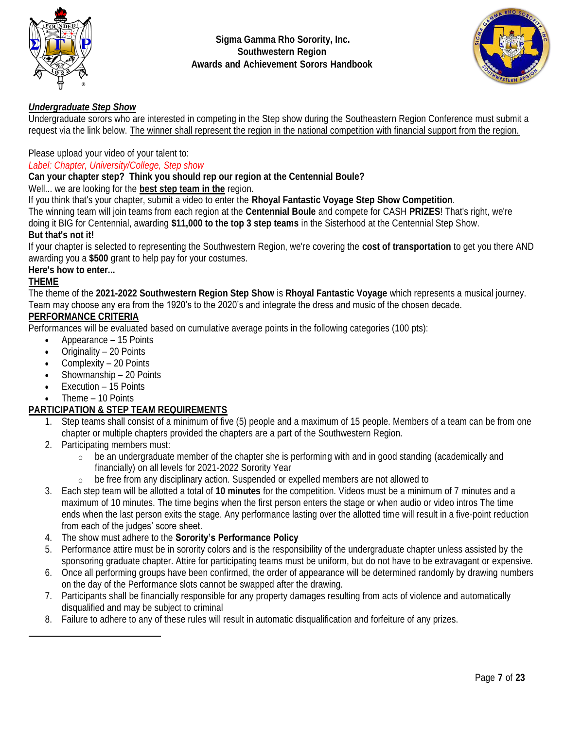# Sigma Gamma Rho Sorority, Inc.
## Southwestern Region
## Awards and Achievement Sorors Handbook

***Undergraduate Step Show***

Undergraduate sorors who are interested in competing in the Step show during the Southeastern Region Conference must submit a request via the link below. The winner shall represent the region in the national competition with financial support from the region.

Please upload your video of your talent to:

*Label: Chapter, University/College, Step show*

**Can your chapter step? Think you should rep our region at the Centennial Boule?**

Well... we are looking for the **best step team in the** region.

If you think that's your chapter, submit a video to enter the **Rhoyal Fantastic Voyage Step Show Competition**.

The winning team will join teams from each region at the **Centennial Boule** and compete for CASH **PRIZES**! That's right, we're doing it BIG for Centennial, awarding **$11,000 to the top 3 step teams** in the Sisterhood at the Centennial Step Show.

**But that's not it!**

If your chapter is selected to representing the Southwestern Region, we're covering the **cost of transportation** to get you there AND awarding you a **$500** grant to help pay for your costumes.

**Here's how to enter...**

**THEME**

The theme of the **2021-2022 Southwestern Region Step Show** is **Rhoyal Fantastic Voyage** which represents a musical journey. Team may choose any era from the 1920's to the 2020's and integrate the dress and music of the chosen decade.

**PERFORMANCE CRITERIA**

Performances will be evaluated based on cumulative average points in the following categories (100 pts):

- Appearance – 15 Points
- Originality – 20 Points
- Complexity – 20 Points
- Showmanship – 20 Points
- Execution – 15 Points
- Theme – 10 Points

**PARTICIPATION & STEP TEAM REQUIREMENTS**

1. Step teams shall consist of a minimum of five (5) people and a maximum of 15 people. Members of a team can be from one chapter or multiple chapters provided the chapters are a part of the Southwestern Region.
2. Participating members must:
   - be an undergraduate member of the chapter she is performing with and in good standing (academically and financially) on all levels for 2021-2022 Sorority Year
   - be free from any disciplinary action. Suspended or expelled members are not allowed to
3. Each step team will be allotted a total of **10 minutes** for the competition. Videos must be a minimum of 7 minutes and a maximum of 10 minutes. The time begins when the first person enters the stage or when audio or video intros The time ends when the last person exits the stage. Any performance lasting over the allotted time will result in a five-point reduction from each of the judges' score sheet.
4. The show must adhere to the **Sorority's Performance Policy**
5. Performance attire must be in sorority colors and is the responsibility of the undergraduate chapter unless assisted by the sponsoring graduate chapter. Attire for participating teams must be uniform, but do not have to be extravagant or expensive.
6. Once all performing groups have been confirmed, the order of appearance will be determined randomly by drawing numbers on the day of the Performance slots cannot be swapped after the drawing.
7. Participants shall be financially responsible for any property damages resulting from acts of violence and automatically disqualified and may be subject to criminal
8. Failure to adhere to any of these rules will result in automatic disqualification and forfeiture of any prizes.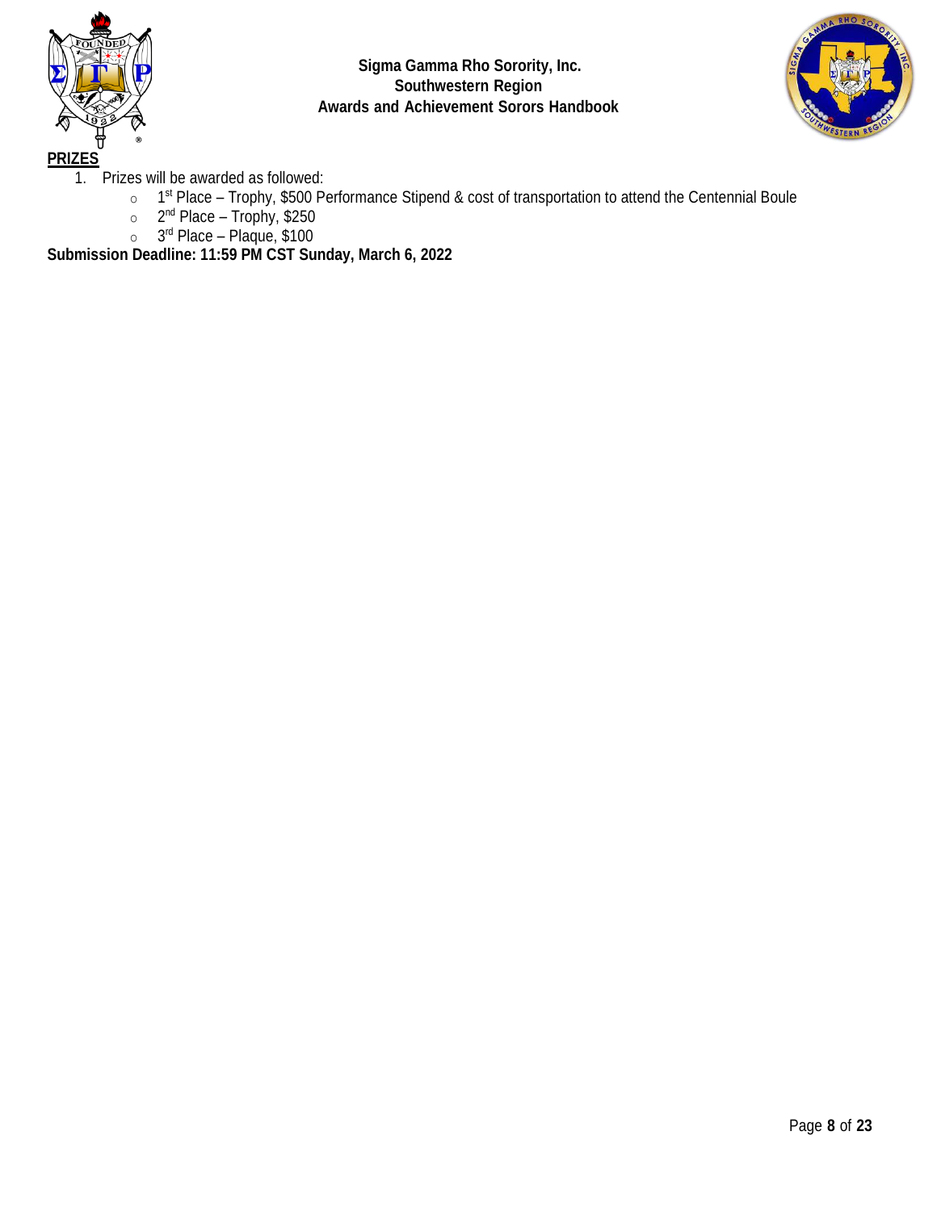**PRIZES**

1. Prizes will be awarded as followed:
   - 1st Place – Trophy, $500 Performance Stipend & cost of transportation to attend the Centennial Boule
   - 2nd Place – Trophy, $250
   - 3rd Place – Plaque, $100

**Submission Deadline: 11:59 PM CST Sunday, March 6, 2022**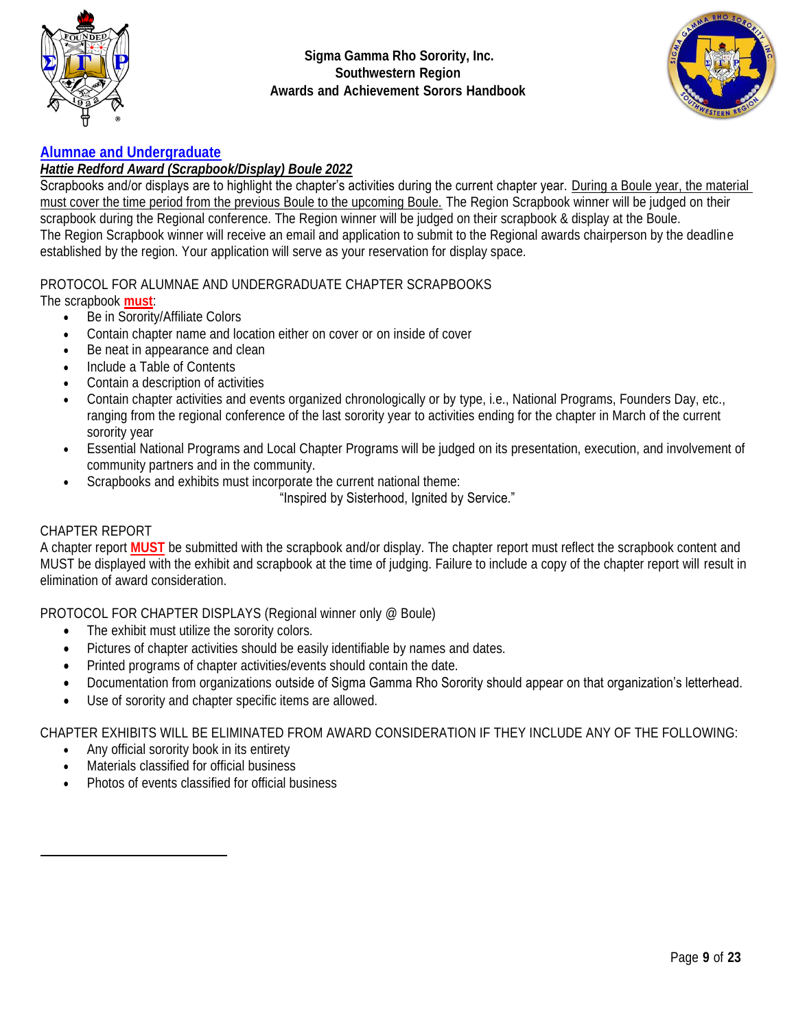## Alumnae and Undergraduate

***Hattie Redford Award (Scrapbook/Display) Boule 2022***

Scrapbooks and/or displays are to highlight the chapter's activities during the current chapter year. During a Boule year, the material must cover the time period from the previous Boule to the upcoming Boule. The Region Scrapbook winner will be judged on their scrapbook during the Regional conference. The Region winner will be judged on their scrapbook & display at the Boule. The Region Scrapbook winner will receive an email and application to submit to the Regional awards chairperson by the deadline established by the region. Your application will serve as your reservation for display space.

PROTOCOL FOR ALUMNAE AND UNDERGRADUATE CHAPTER SCRAPBOOKS

The scrapbook **must**:

- Be in Sorority/Affiliate Colors
- Contain chapter name and location either on cover or on inside of cover
- Be neat in appearance and clean
- Include a Table of Contents
- Contain a description of activities
- Contain chapter activities and events organized chronologically or by type, i.e., National Programs, Founders Day, etc., ranging from the regional conference of the last sorority year to activities ending for the chapter in March of the current sorority year
- Essential National Programs and Local Chapter Programs will be judged on its presentation, execution, and involvement of community partners and in the community.
- Scrapbooks and exhibits must incorporate the current national theme:

  "Inspired by Sisterhood, Ignited by Service."

CHAPTER REPORT

A chapter report **MUST** be submitted with the scrapbook and/or display. The chapter report must reflect the scrapbook content and MUST be displayed with the exhibit and scrapbook at the time of judging. Failure to include a copy of the chapter report will result in elimination of award consideration.

PROTOCOL FOR CHAPTER DISPLAYS (Regional winner only @ Boule)

- The exhibit must utilize the sorority colors.
- Pictures of chapter activities should be easily identifiable by names and dates.
- Printed programs of chapter activities/events should contain the date.
- Documentation from organizations outside of Sigma Gamma Rho Sorority should appear on that organization's letterhead.
- Use of sorority and chapter specific items are allowed.

CHAPTER EXHIBITS WILL BE ELIMINATED FROM AWARD CONSIDERATION IF THEY INCLUDE ANY OF THE FOLLOWING:

- Any official sorority book in its entirety
- Materials classified for official business
- Photos of events classified for official business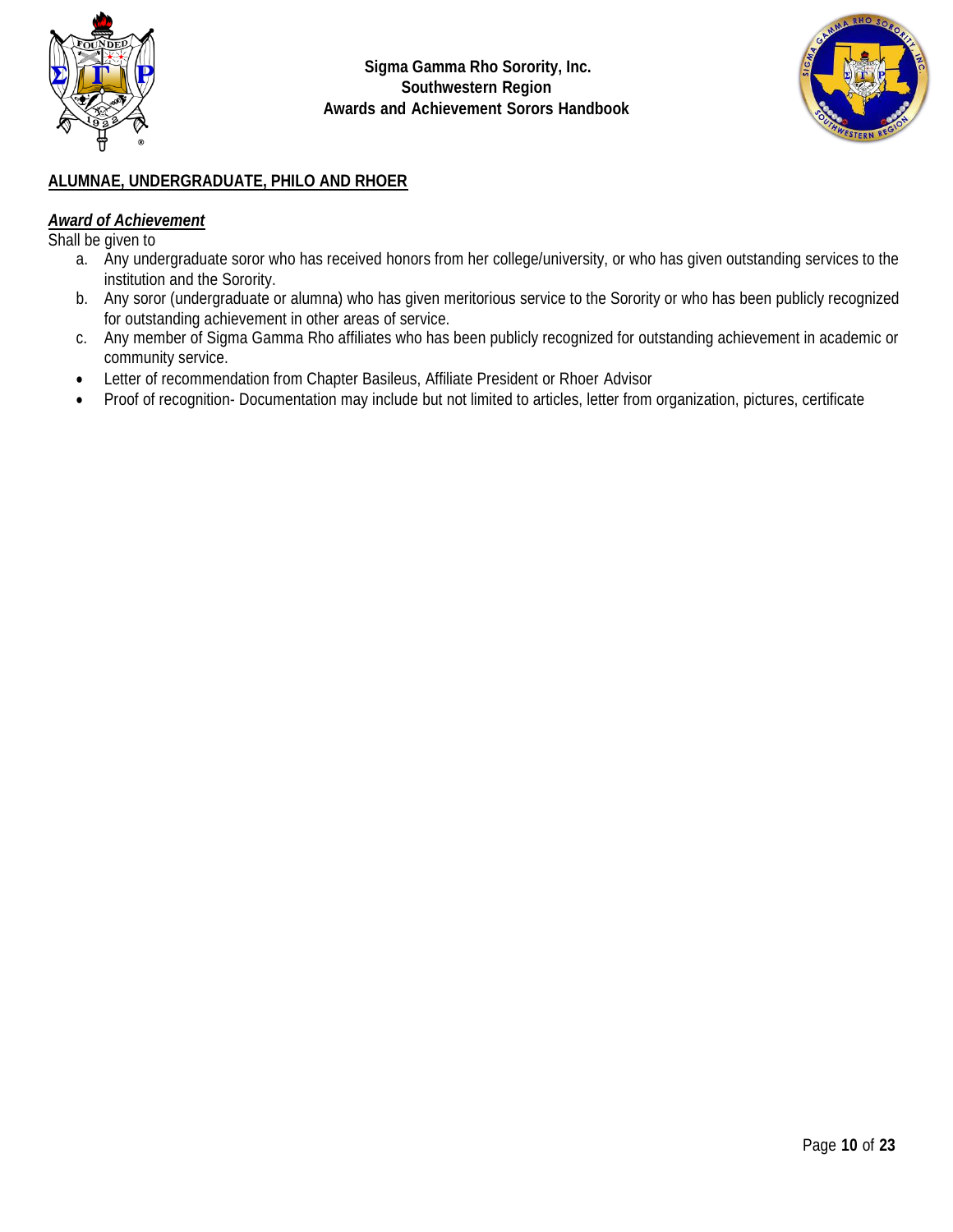## ALUMNAE, UNDERGRADUATE, PHILO AND RHOER

***Award of Achievement***

Shall be given to

a. Any undergraduate soror who has received honors from her college/university, or who has given outstanding services to the institution and the Sorority.
b. Any soror (undergraduate or alumna) who has given meritorious service to the Sorority or who has been publicly recognized for outstanding achievement in other areas of service.
c. Any member of Sigma Gamma Rho affiliates who has been publicly recognized for outstanding achievement in academic or community service.

- Letter of recommendation from Chapter Basileus, Affiliate President or Rhoer Advisor
- Proof of recognition- Documentation may include but not limited to articles, letter from organization, pictures, certificate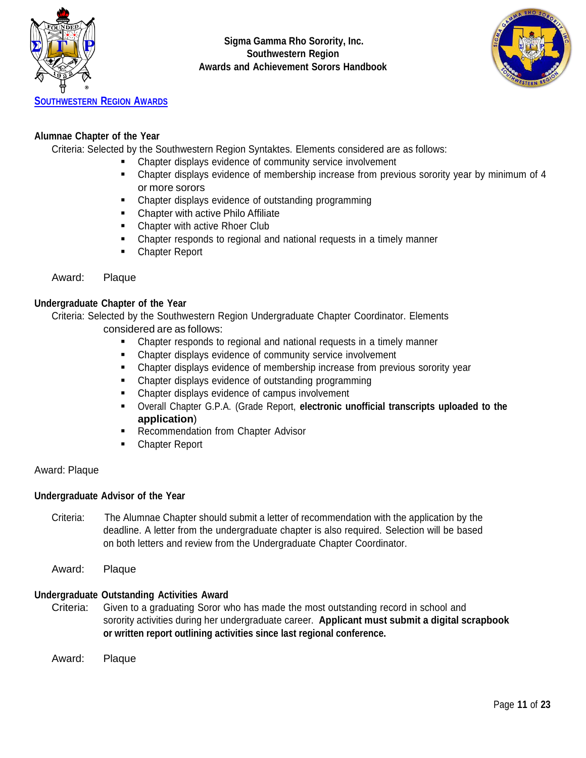## SOUTHWESTERN REGION AWARDS

### Alumnae Chapter of the Year

Criteria: Selected by the Southwestern Region Syntaktes. Elements considered are as follows:

- Chapter displays evidence of community service involvement
- Chapter displays evidence of membership increase from previous sorority year by minimum of 4 or more sorors
- Chapter displays evidence of outstanding programming
- Chapter with active Philo Affiliate
- Chapter with active Rhoer Club
- Chapter responds to regional and national requests in a timely manner
- Chapter Report

Award: Plaque

### Undergraduate Chapter of the Year

Criteria: Selected by the Southwestern Region Undergraduate Chapter Coordinator. Elements considered are as follows:

- Chapter responds to regional and national requests in a timely manner
- Chapter displays evidence of community service involvement
- Chapter displays evidence of membership increase from previous sorority year
- Chapter displays evidence of outstanding programming
- Chapter displays evidence of campus involvement
- Overall Chapter G.P.A. (Grade Report, **electronic unofficial transcripts uploaded to the application**)
- Recommendation from Chapter Advisor
- Chapter Report

Award: Plaque

### Undergraduate Advisor of the Year

Criteria: The Alumnae Chapter should submit a letter of recommendation with the application by the deadline. A letter from the undergraduate chapter is also required. Selection will be based on both letters and review from the Undergraduate Chapter Coordinator.

Award: Plaque

### Undergraduate Outstanding Activities Award

Criteria: Given to a graduating Soror who has made the most outstanding record in school and sorority activities during her undergraduate career. **Applicant must submit a digital scrapbook or written report outlining activities since last regional conference.**

Award: Plaque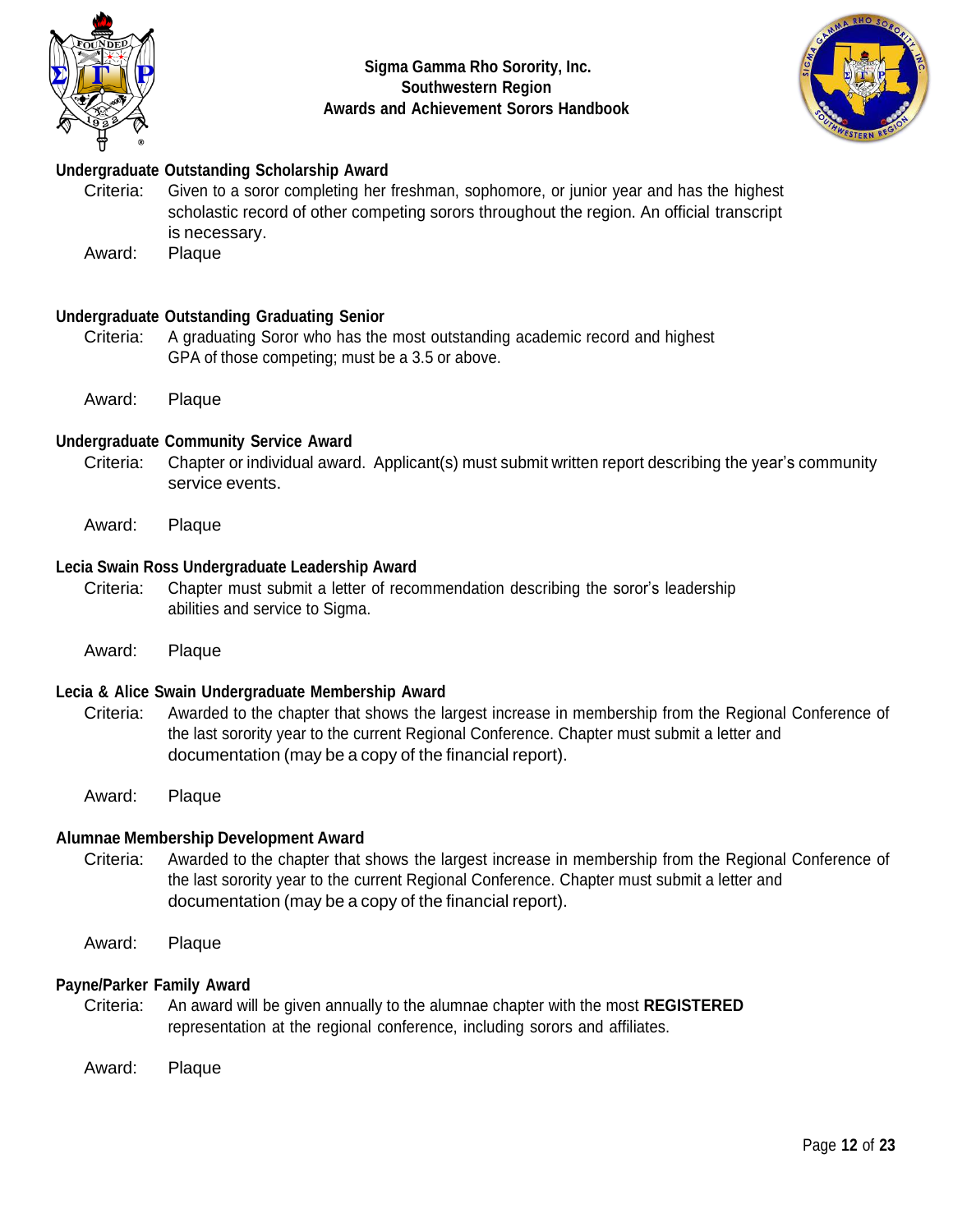### Undergraduate Outstanding Scholarship Award

Criteria: Given to a soror completing her freshman, sophomore, or junior year and has the highest scholastic record of other competing sorors throughout the region. An official transcript is necessary.

Award: Plaque

### Undergraduate Outstanding Graduating Senior

Criteria: A graduating Soror who has the most outstanding academic record and highest GPA of those competing; must be a 3.5 or above.

Award: Plaque

### Undergraduate Community Service Award

Criteria: Chapter or individual award. Applicant(s) must submit written report describing the year's community service events.

Award: Plaque

### Lecia Swain Ross Undergraduate Leadership Award

Criteria: Chapter must submit a letter of recommendation describing the soror's leadership abilities and service to Sigma.

Award: Plaque

### Lecia & Alice Swain Undergraduate Membership Award

Criteria: Awarded to the chapter that shows the largest increase in membership from the Regional Conference of the last sorority year to the current Regional Conference. Chapter must submit a letter and documentation (may be a copy of the financial report).

Award: Plaque

### Alumnae Membership Development Award

Criteria: Awarded to the chapter that shows the largest increase in membership from the Regional Conference of the last sorority year to the current Regional Conference. Chapter must submit a letter and documentation (may be a copy of the financial report).

Award: Plaque

### Payne/Parker Family Award

Criteria: An award will be given annually to the alumnae chapter with the most **REGISTERED** representation at the regional conference, including sorors and affiliates.

Award: Plaque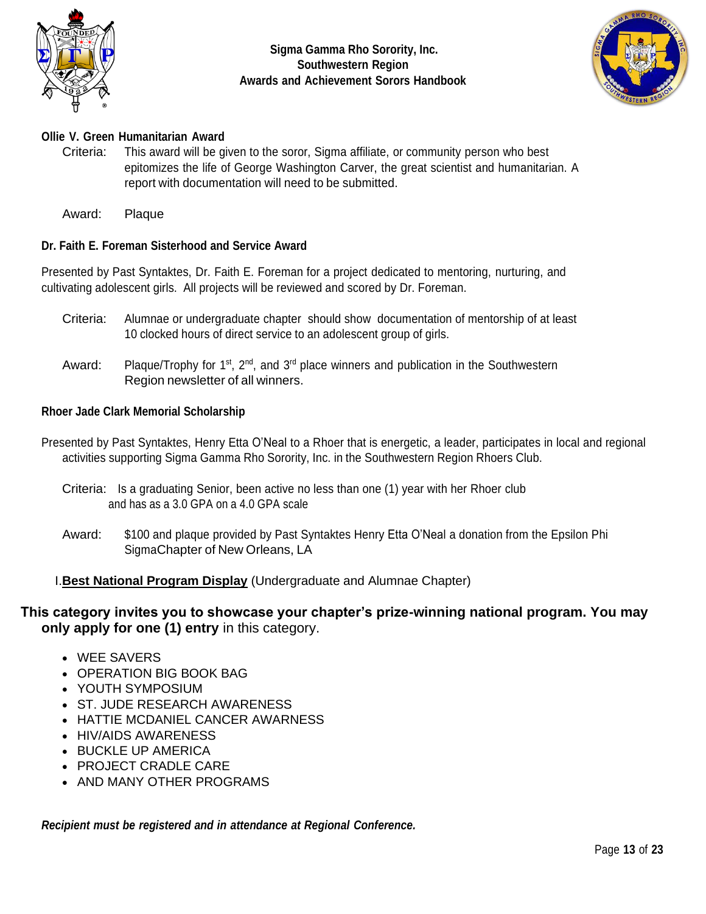**Ollie V. Green Humanitarian Award**

Criteria: This award will be given to the soror, Sigma affiliate, or community person who best epitomizes the life of George Washington Carver, the great scientist and humanitarian. A report with documentation will need to be submitted.

Award: Plaque

**Dr. Faith E. Foreman Sisterhood and Service Award**

Presented by Past Syntaktes, Dr. Faith E. Foreman for a project dedicated to mentoring, nurturing, and cultivating adolescent girls. All projects will be reviewed and scored by Dr. Foreman.

Criteria: Alumnae or undergraduate chapter should show documentation of mentorship of at least 10 clocked hours of direct service to an adolescent group of girls.

Award: Plaque/Trophy for 1st, 2nd, and 3rd place winners and publication in the Southwestern Region newsletter of all winners.

**Rhoer Jade Clark Memorial Scholarship**

Presented by Past Syntaktes, Henry Etta O'Neal to a Rhoer that is energetic, a leader, participates in local and regional activities supporting Sigma Gamma Rho Sorority, Inc. in the Southwestern Region Rhoers Club.

Criteria: Is a graduating Senior, been active no less than one (1) year with her Rhoer club and has as a 3.0 GPA on a 4.0 GPA scale

Award: $100 and plaque provided by Past Syntaktes Henry Etta O'Neal a donation from the Epsilon Phi SigmaChapter of New Orleans, LA

I. **Best National Program Display** (Undergraduate and Alumnae Chapter)

**This category invites you to showcase your chapter's prize-winning national program. You may only apply for one (1) entry** in this category.

- WEE SAVERS
- OPERATION BIG BOOK BAG
- YOUTH SYMPOSIUM
- ST. JUDE RESEARCH AWARENESS
- HATTIE MCDANIEL CANCER AWARNESS
- HIV/AIDS AWARENESS
- BUCKLE UP AMERICA
- PROJECT CRADLE CARE
- AND MANY OTHER PROGRAMS

***Recipient must be registered and in attendance at Regional Conference.***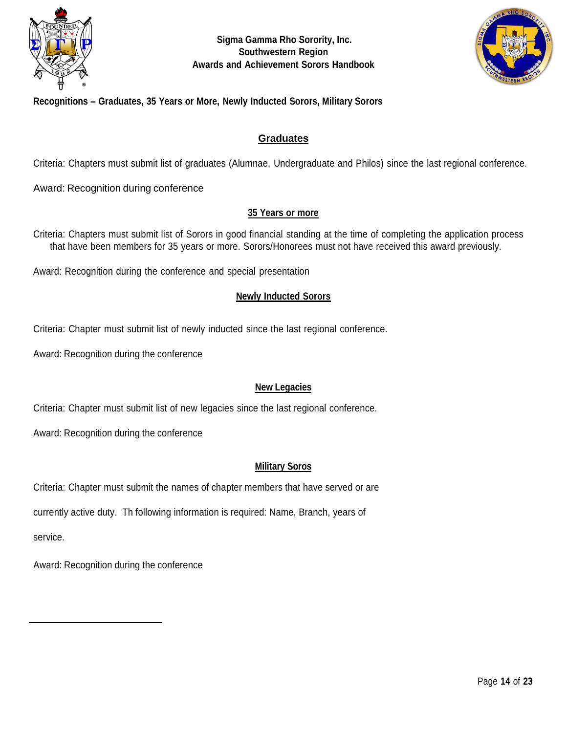**Recognitions – Graduates, 35 Years or More, Newly Inducted Sorors, Military Sorors**

## Graduates

Criteria: Chapters must submit list of graduates (Alumnae, Undergraduate and Philos) since the last regional conference.

Award: Recognition during conference

## 35 Years or more

Criteria: Chapters must submit list of Sorors in good financial standing at the time of completing the application process that have been members for 35 years or more. Sorors/Honorees must not have received this award previously.

Award: Recognition during the conference and special presentation

## Newly Inducted Sorors

Criteria: Chapter must submit list of newly inducted since the last regional conference.

Award: Recognition during the conference

## New Legacies

Criteria: Chapter must submit list of new legacies since the last regional conference.

Award: Recognition during the conference

## Military Soros

Criteria: Chapter must submit the names of chapter members that have served or are currently active duty. Th following information is required: Name, Branch, years of service.

Award: Recognition during the conference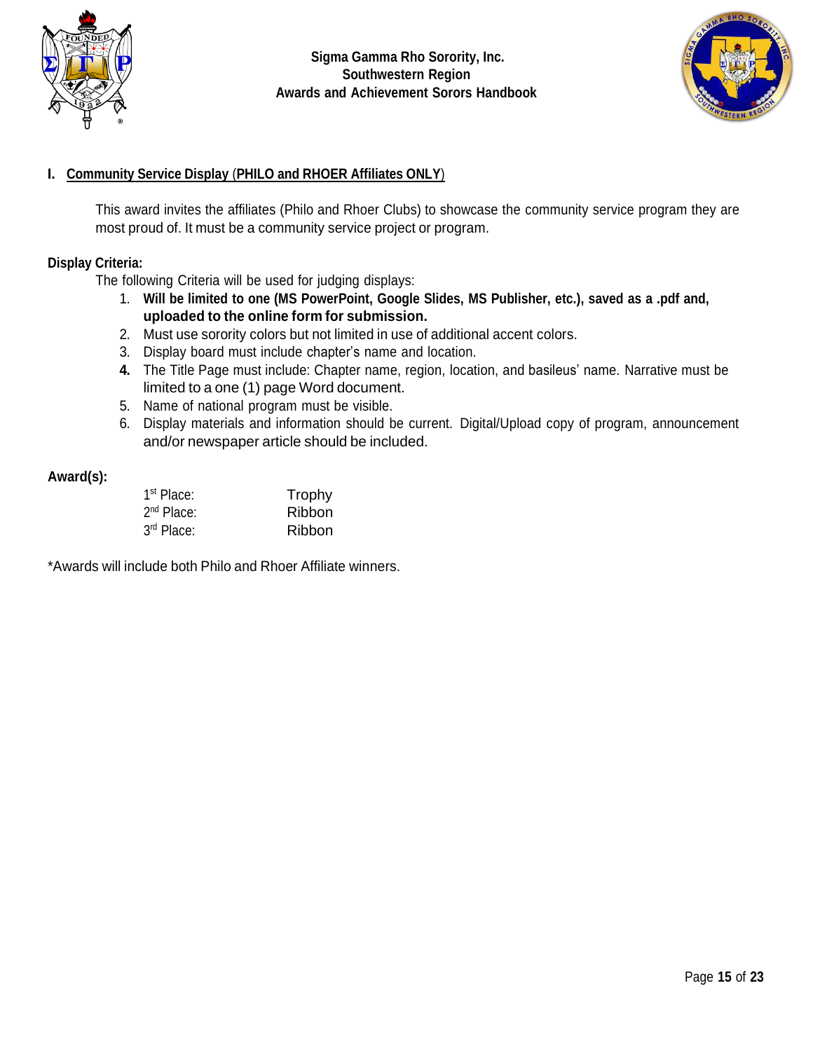## I. Community Service Display (PHILO and RHOER Affiliates ONLY)

This award invites the affiliates (Philo and Rhoer Clubs) to showcase the community service program they are most proud of. It must be a community service project or program.

**Display Criteria:**

The following Criteria will be used for judging displays:

1. **Will be limited to one (MS PowerPoint, Google Slides, MS Publisher, etc.), saved as a .pdf and, uploaded to the online form for submission.**
2. Must use sorority colors but not limited in use of additional accent colors.
3. Display board must include chapter's name and location.
4. The Title Page must include: Chapter name, region, location, and basileus' name. Narrative must be limited to a one (1) page Word document.
5. Name of national program must be visible.
6. Display materials and information should be current. Digital/Upload copy of program, announcement and/or newspaper article should be included.

**Award(s):**

| | |
|---|---|
| 1st Place: | Trophy |
| 2nd Place: | Ribbon |
| 3rd Place: | Ribbon |

*Awards will include both Philo and Rhoer Affiliate winners.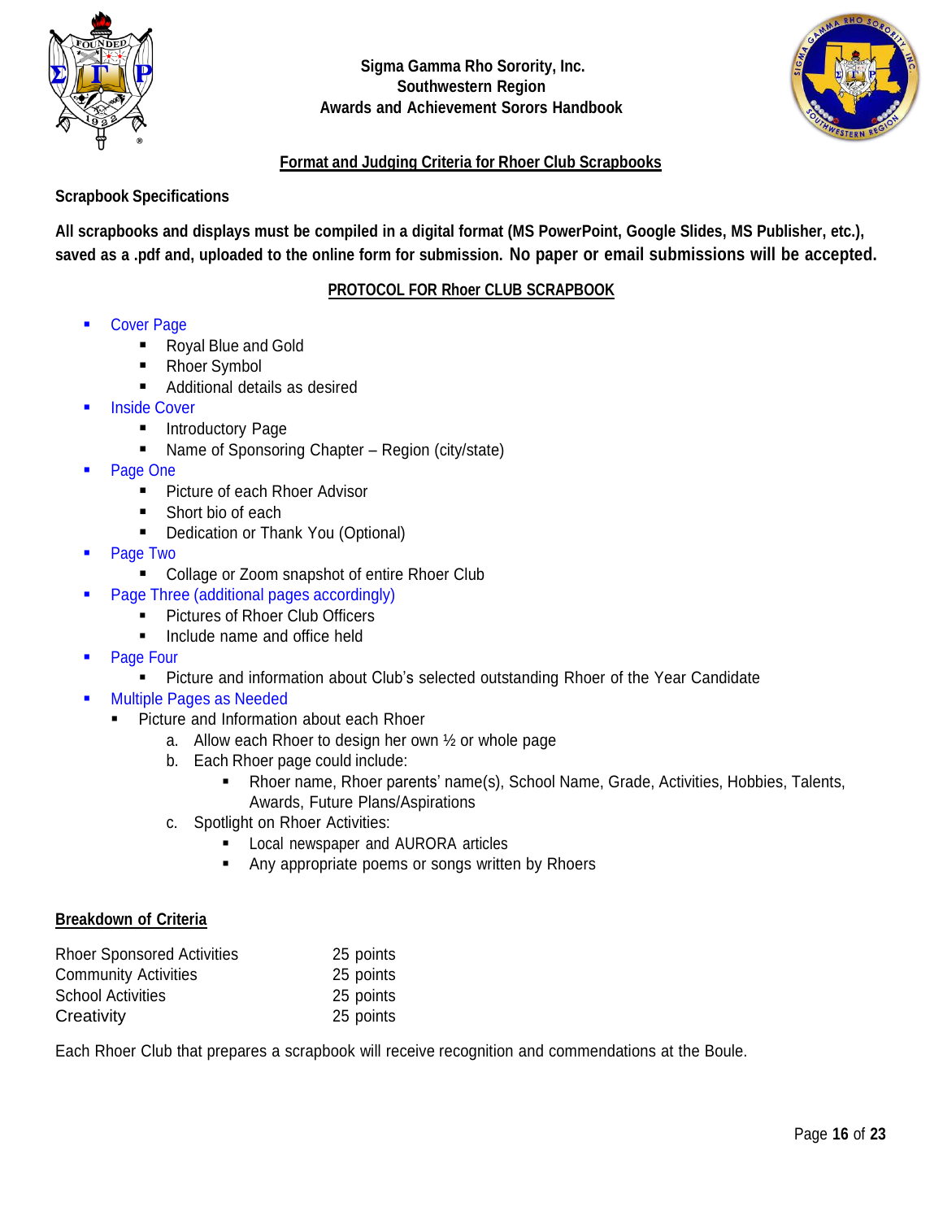**Sigma Gamma Rho Sorority, Inc.**
**Southwestern Region**
**Awards and Achievement Sorors Handbook**

## Format and Judging Criteria for Rhoer Club Scrapbooks

**Scrapbook Specifications**

**All scrapbooks and displays must be compiled in a digital format (MS PowerPoint, Google Slides, MS Publisher, etc.), saved as a .pdf and, uploaded to the online form for submission. No paper or email submissions will be accepted.**

### PROTOCOL FOR Rhoer CLUB SCRAPBOOK

- Cover Page
  - Royal Blue and Gold
  - Rhoer Symbol
  - Additional details as desired
- Inside Cover
  - Introductory Page
  - Name of Sponsoring Chapter – Region (city/state)
- Page One
  - Picture of each Rhoer Advisor
  - Short bio of each
  - Dedication or Thank You (Optional)
- Page Two
  - Collage or Zoom snapshot of entire Rhoer Club
- Page Three (additional pages accordingly)
  - Pictures of Rhoer Club Officers
  - Include name and office held
- Page Four
  - Picture and information about Club's selected outstanding Rhoer of the Year Candidate
- Multiple Pages as Needed
  - Picture and Information about each Rhoer
    a. Allow each Rhoer to design her own ½ or whole page
    b. Each Rhoer page could include:
       - Rhoer name, Rhoer parents' name(s), School Name, Grade, Activities, Hobbies, Talents, Awards, Future Plans/Aspirations
    c. Spotlight on Rhoer Activities:
       - Local newspaper and AURORA articles
       - Any appropriate poems or songs written by Rhoers

### Breakdown of Criteria

| | |
|---|---|
| Rhoer Sponsored Activities | 25 points |
| Community Activities | 25 points |
| School Activities | 25 points |
| Creativity | 25 points |

Each Rhoer Club that prepares a scrapbook will receive recognition and commendations at the Boule.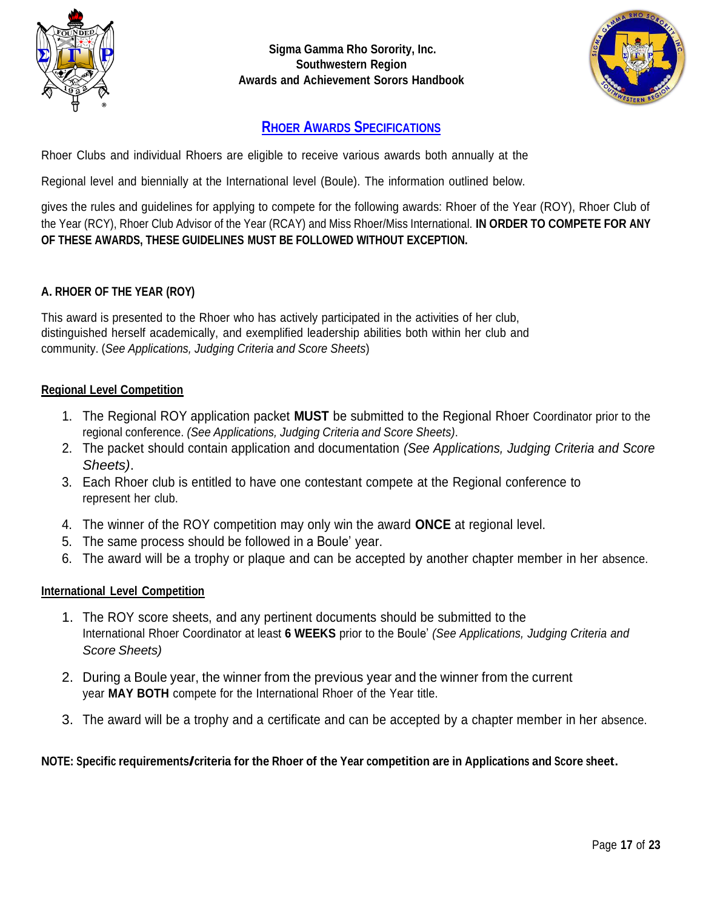**Sigma Gamma Rho Sorority, Inc.**
**Southwestern Region**
**Awards and Achievement Sorors Handbook**

## RHOER AWARDS SPECIFICATIONS

Rhoer Clubs and individual Rhoers are eligible to receive various awards both annually at the

Regional level and biennially at the International level (Boule). The information outlined below.

gives the rules and guidelines for applying to compete for the following awards: Rhoer of the Year (ROY), Rhoer Club of the Year (RCY), Rhoer Club Advisor of the Year (RCAY) and Miss Rhoer/Miss International. **IN ORDER TO COMPETE FOR ANY OF THESE AWARDS, THESE GUIDELINES MUST BE FOLLOWED WITHOUT EXCEPTION.**

### A. RHOER OF THE YEAR (ROY)

This award is presented to the Rhoer who has actively participated in the activities of her club, distinguished herself academically, and exemplified leadership abilities both within her club and community. (*See Applications, Judging Criteria and Score Sheets*)

#### Regional Level Competition

1. The Regional ROY application packet **MUST** be submitted to the Regional Rhoer Coordinator prior to the regional conference. *(See Applications, Judging Criteria and Score Sheets)*.
2. The packet should contain application and documentation *(See Applications, Judging Criteria and Score Sheets)*.
3. Each Rhoer club is entitled to have one contestant compete at the Regional conference to represent her club.
4. The winner of the ROY competition may only win the award **ONCE** at regional level.
5. The same process should be followed in a Boule' year.
6. The award will be a trophy or plaque and can be accepted by another chapter member in her absence.

#### International Level Competition

1. The ROY score sheets, and any pertinent documents should be submitted to the International Rhoer Coordinator at least **6 WEEKS** prior to the Boule' *(See Applications, Judging Criteria and Score Sheets)*
2. During a Boule year, the winner from the previous year and the winner from the current year **MAY BOTH** compete for the International Rhoer of the Year title.
3. The award will be a trophy and a certificate and can be accepted by a chapter member in her absence.

**NOTE: Specific requirements/criteria for the Rhoer of the Year competition are in Applications and Score sheet.**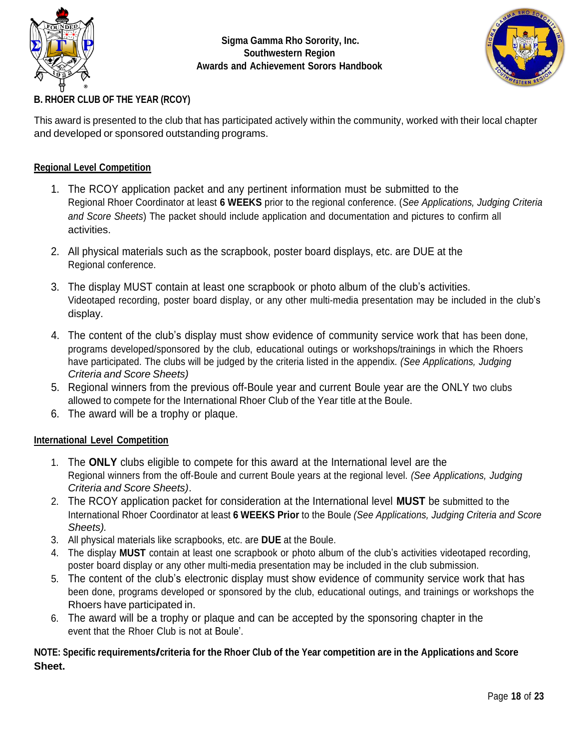## B. RHOER CLUB OF THE YEAR (RCOY)

This award is presented to the club that has participated actively within the community, worked with their local chapter and developed or sponsored outstanding programs.

### Regional Level Competition

1. The RCOY application packet and any pertinent information must be submitted to the Regional Rhoer Coordinator at least **6 WEEKS** prior to the regional conference. (*See Applications, Judging Criteria and Score Sheets*) The packet should include application and documentation and pictures to confirm all activities.
2. All physical materials such as the scrapbook, poster board displays, etc. are DUE at the Regional conference.
3. The display MUST contain at least one scrapbook or photo album of the club's activities. Videotaped recording, poster board display, or any other multi-media presentation may be included in the club's display.
4. The content of the club's display must show evidence of community service work that has been done, programs developed/sponsored by the club, educational outings or workshops/trainings in which the Rhoers have participated. The clubs will be judged by the criteria listed in the appendix. *(See Applications, Judging Criteria and Score Sheets)*
5. Regional winners from the previous off-Boule year and current Boule year are the ONLY two clubs allowed to compete for the International Rhoer Club of the Year title at the Boule.
6. The award will be a trophy or plaque.

### International Level Competition

1. The **ONLY** clubs eligible to compete for this award at the International level are the Regional winners from the off-Boule and current Boule years at the regional level. *(See Applications, Judging Criteria and Score Sheets)*.
2. The RCOY application packet for consideration at the International level **MUST** be submitted to the International Rhoer Coordinator at least **6 WEEKS Prior** to the Boule *(See Applications, Judging Criteria and Score Sheets).*
3. All physical materials like scrapbooks, etc. are **DUE** at the Boule.
4. The display **MUST** contain at least one scrapbook or photo album of the club's activities videotaped recording, poster board display or any other multi-media presentation may be included in the club submission.
5. The content of the club's electronic display must show evidence of community service work that has been done, programs developed or sponsored by the club, educational outings, and trainings or workshops the Rhoers have participated in.
6. The award will be a trophy or plaque and can be accepted by the sponsoring chapter in the event that the Rhoer Club is not at Boule'.

**NOTE: Specific requirements/criteria for the Rhoer Club of the Year competition are in the Applications and Score Sheet.**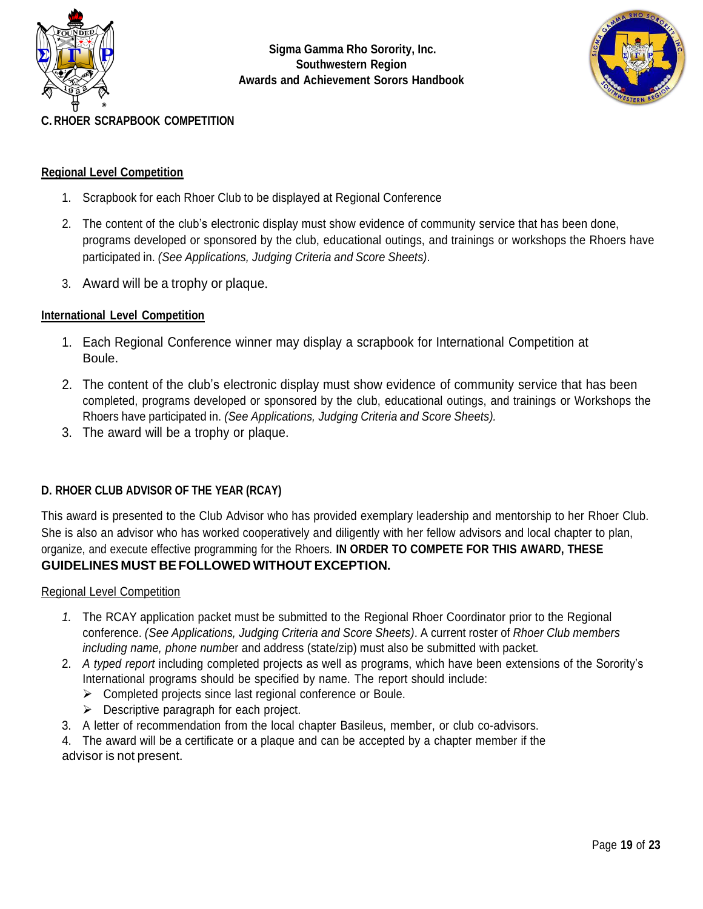## C. RHOER SCRAPBOOK COMPETITION

**Regional Level Competition**

1. Scrapbook for each Rhoer Club to be displayed at Regional Conference
2. The content of the club's electronic display must show evidence of community service that has been done, programs developed or sponsored by the club, educational outings, and trainings or workshops the Rhoers have participated in. *(See Applications, Judging Criteria and Score Sheets)*.
3. Award will be a trophy or plaque.

**International Level Competition**

1. Each Regional Conference winner may display a scrapbook for International Competition at Boule.
2. The content of the club's electronic display must show evidence of community service that has been completed, programs developed or sponsored by the club, educational outings, and trainings or Workshops the Rhoers have participated in. *(See Applications, Judging Criteria and Score Sheets).*
3. The award will be a trophy or plaque.

## D. RHOER CLUB ADVISOR OF THE YEAR (RCAY)

This award is presented to the Club Advisor who has provided exemplary leadership and mentorship to her Rhoer Club. She is also an advisor who has worked cooperatively and diligently with her fellow advisors and local chapter to plan, organize, and execute effective programming for the Rhoers. **IN ORDER TO COMPETE FOR THIS AWARD, THESE GUIDELINES MUST BE FOLLOWED WITHOUT EXCEPTION.**

Regional Level Competition

1. The RCAY application packet must be submitted to the Regional Rhoer Coordinator prior to the Regional conference. *(See Applications, Judging Criteria and Score Sheets)*. A current roster of *Rhoer Club members including name, phone numb*er and address (state/zip) must also be submitted with packet*.*
2. *A typed report* including completed projects as well as programs, which have been extensions of the Sorority's International programs should be specified by name. The report should include:
   - Completed projects since last regional conference or Boule.
   - Descriptive paragraph for each project.
3. A letter of recommendation from the local chapter Basileus, member, or club co-advisors.
4. The award will be a certificate or a plaque and can be accepted by a chapter member if the advisor is not present.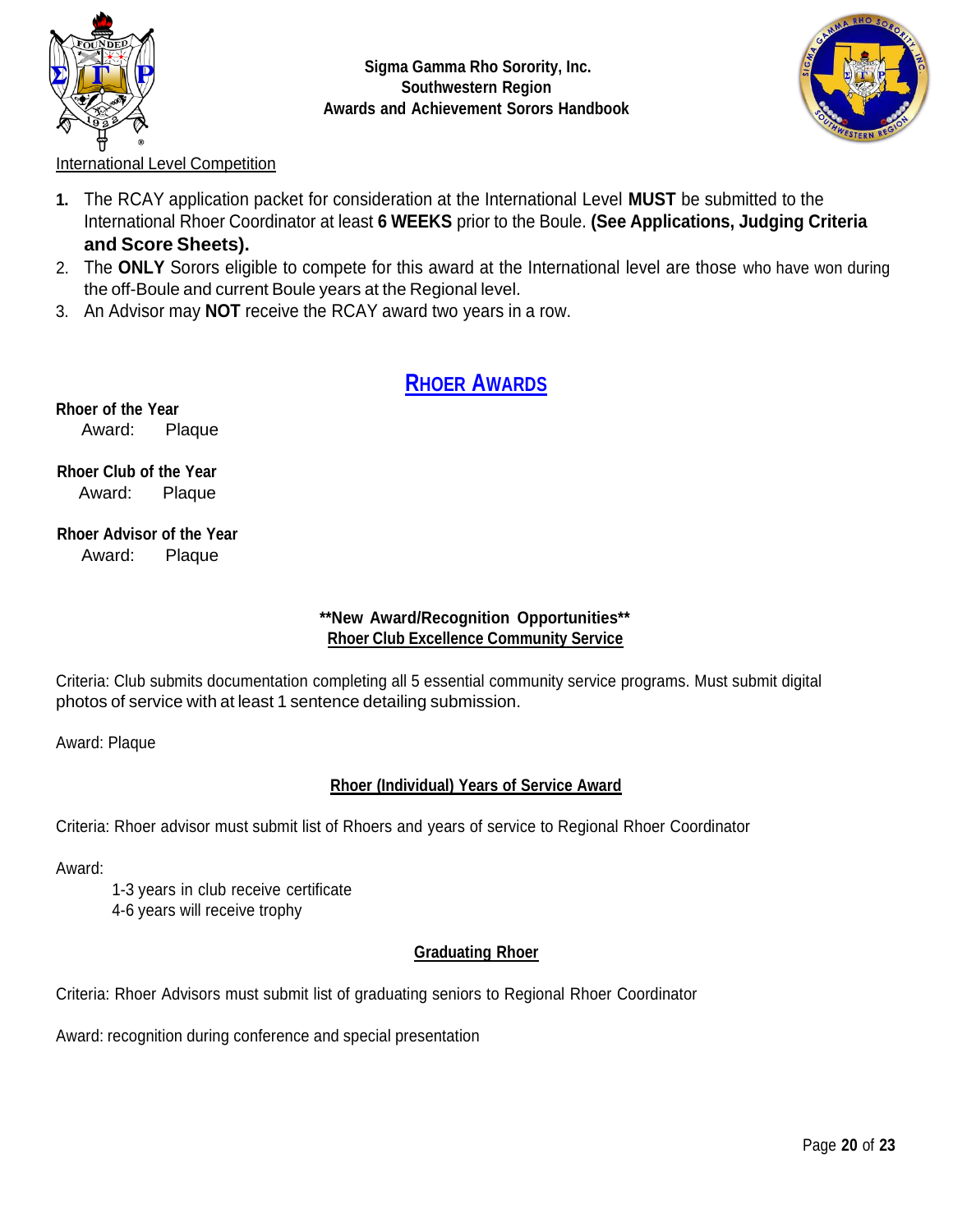International Level Competition

1. The RCAY application packet for consideration at the International Level **MUST** be submitted to the International Rhoer Coordinator at least **6 WEEKS** prior to the Boule. **(See Applications, Judging Criteria and Score Sheets).**
2. The **ONLY** Sorors eligible to compete for this award at the International level are those who have won during the off-Boule and current Boule years at the Regional level.
3. An Advisor may **NOT** receive the RCAY award two years in a row.

## RHOER AWARDS

**Rhoer of the Year**
Award: Plaque

**Rhoer Club of the Year**
Award: Plaque

**Rhoer Advisor of the Year**
Award: Plaque

**\*\*New Award/Recognition Opportunities\*\***

### Rhoer Club Excellence Community Service

Criteria: Club submits documentation completing all 5 essential community service programs. Must submit digital photos of service with at least 1 sentence detailing submission.

Award: Plaque

### Rhoer (Individual) Years of Service Award

Criteria: Rhoer advisor must submit list of Rhoers and years of service to Regional Rhoer Coordinator

Award:

1-3 years in club receive certificate
4-6 years will receive trophy

### Graduating Rhoer

Criteria: Rhoer Advisors must submit list of graduating seniors to Regional Rhoer Coordinator

Award: recognition during conference and special presentation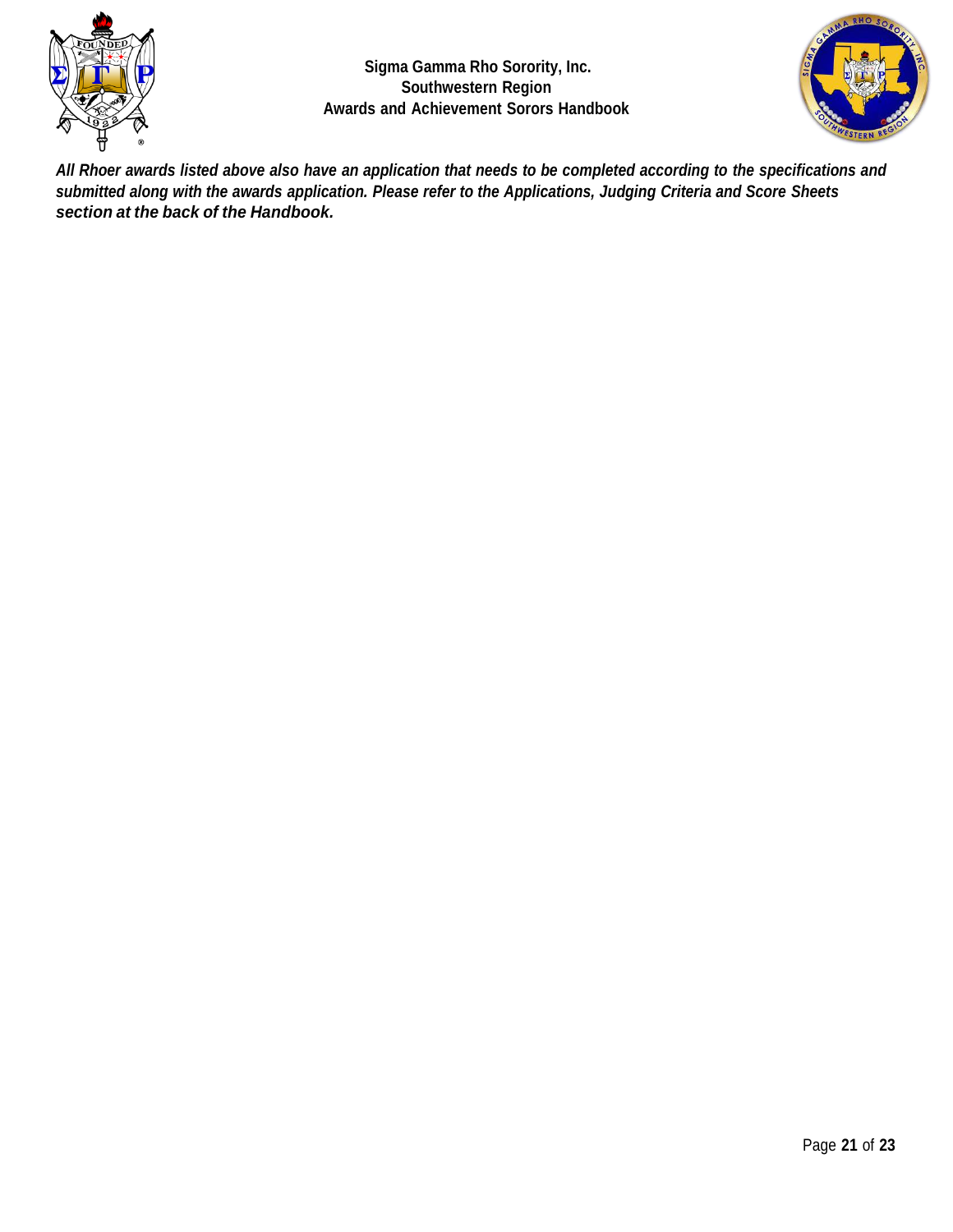***All Rhoer awards listed above also have an application that needs to be completed according to the specifications and submitted along with the awards application. Please refer to the Applications, Judging Criteria and Score Sheets section at the back of the Handbook.***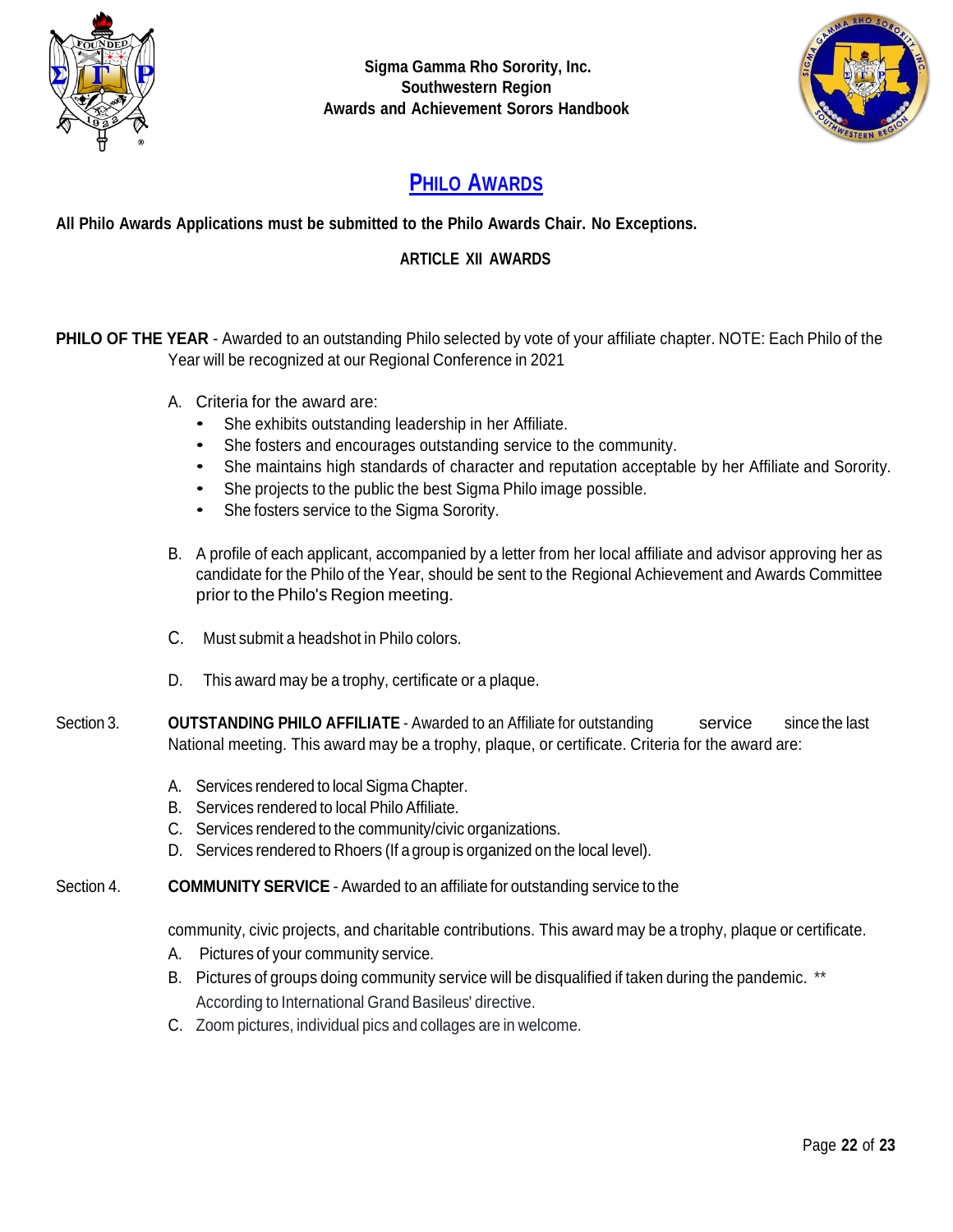# PHILO AWARDS

**All Philo Awards Applications must be submitted to the Philo Awards Chair. No Exceptions.**

**ARTICLE XII AWARDS**

**PHILO OF THE YEAR** - Awarded to an outstanding Philo selected by vote of your affiliate chapter. NOTE: Each Philo of the Year will be recognized at our Regional Conference in 2021

A. Criteria for the award are:
   - She exhibits outstanding leadership in her Affiliate.
   - She fosters and encourages outstanding service to the community.
   - She maintains high standards of character and reputation acceptable by her Affiliate and Sorority.
   - She projects to the public the best Sigma Philo image possible.
   - She fosters service to the Sigma Sorority.

B. A profile of each applicant, accompanied by a letter from her local affiliate and advisor approving her as candidate for the Philo of the Year, should be sent to the Regional Achievement and Awards Committee prior to the Philo's Region meeting.

C. Must submit a headshot in Philo colors.

D. This award may be a trophy, certificate or a plaque.

Section 3. **OUTSTANDING PHILO AFFILIATE** - Awarded to an Affiliate for outstanding service since the last National meeting. This award may be a trophy, plaque, or certificate. Criteria for the award are:

A. Services rendered to local Sigma Chapter.
B. Services rendered to local Philo Affiliate.
C. Services rendered to the community/civic organizations.
D. Services rendered to Rhoers (If a group is organized on the local level).

Section 4. **COMMUNITY SERVICE** - Awarded to an affiliate for outstanding service to the community, civic projects, and charitable contributions. This award may be a trophy, plaque or certificate.

A. Pictures of your community service.
B. Pictures of groups doing community service will be disqualified if taken during the pandemic. ** According to International Grand Basileus' directive.
C. Zoom pictures, individual pics and collages are in welcome.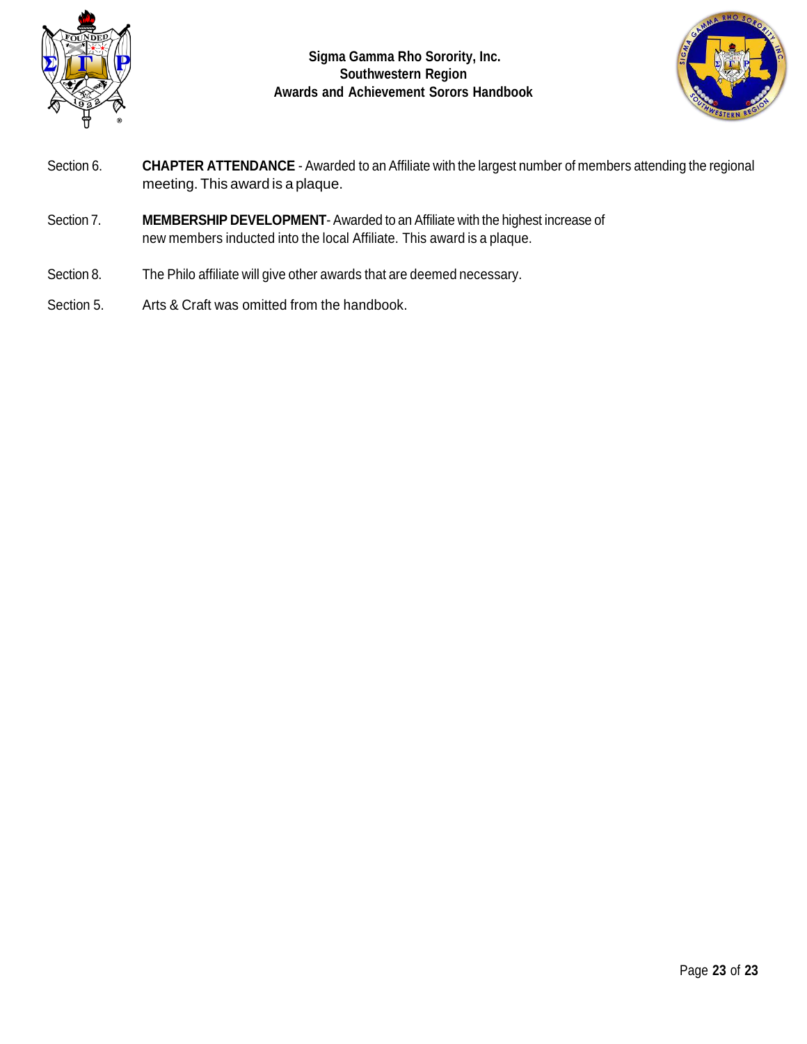Section 6. **CHAPTER ATTENDANCE** - Awarded to an Affiliate with the largest number of members attending the regional meeting. This award is a plaque.

Section 7. **MEMBERSHIP DEVELOPMENT**- Awarded to an Affiliate with the highest increase of new members inducted into the local Affiliate. This award is a plaque.

Section 8. The Philo affiliate will give other awards that are deemed necessary.

Section 5. Arts & Craft was omitted from the handbook.